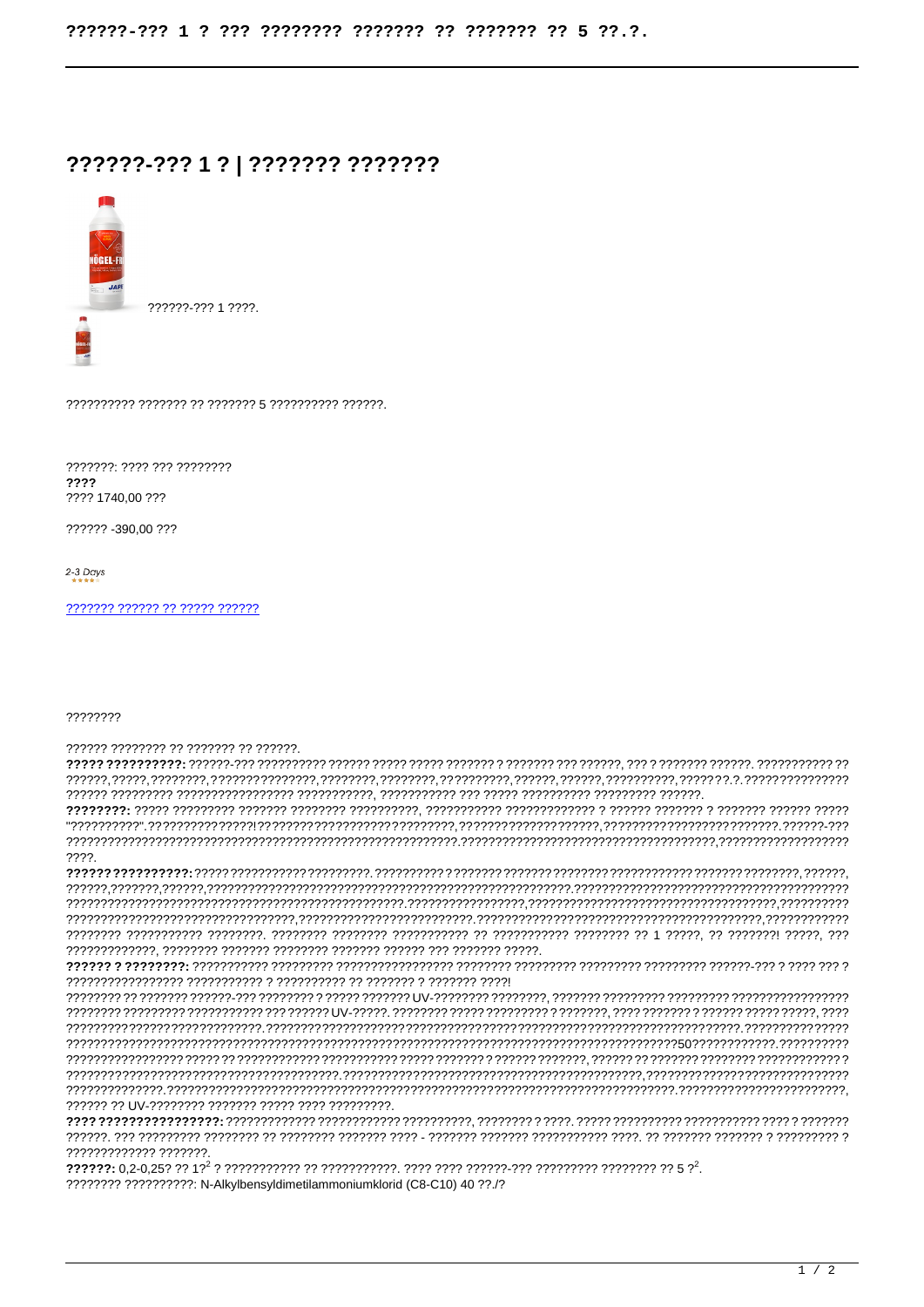# ??????-??? 1 ? | ??????? ???????

??????-??? 1 ????.

?????????? ??????? ?? ??????? 5 ?????????? ??????.

???????: ???? ??? ????????

**????**

???? 1740,00 ???

?????? -390,00 ???

*2-3 Days*

??????? ?????? ?? ????? ??????

????????

?????? ???????? ?? ??????? ?? ??????.

**????? ??????????:** ??????-??? ?????????? ?????? ????? ????? ??????? ? ??????? ??? ??????, ??? ? ??????? ??????. ??????????? ?? ??????, ?????, ????????, ???????????????, ????????, ????????, ??????????, ??????, ??????, ??????????, ????? ?.?. ??????????????? ?????? ????????? ????????????????? ???????????, ??????????? ??? ????? ?????????? ????????? ??????.

**????????:** ????? ????????? ??????? ???????? ??????????, ??????????? ????????????? ? ?????? ??????? ? ??????? ?????? ????? "??????????". ??????????? ?????!???????? ????????????????????? ???????????????????? ??????, ???????????????????????? ???????. ??????-??? ????????????????????????????????????????????????????????. ????????????????????????????????????, ?????????????????? ????.

**?????? ??????????:** ????? ??????????? ?????????. ?????????? ? ??????? ??????? ???????? ??????????? ??????? ????????, ??????, ??????, ???????, ??????, ???????????????????????????????????????????????????????????. ??????????????????????????????????????????????????????????????????????????????????????????????????????????????????. ????????????????, ??????????????????????????????????????, ?????????? ?????????????????????????????????, ????????????????????????. ??????????????????????????????????????????????, ????????????? ???????? ??????????? ????????. ???????? ???????? ??????????? ?? ??????????? ???????? ?? 1 ?????, ?? ???????! ?????, ??? ?????????????, ???????? ??????? ???????? ??????? ?????? ??? ??????? ?????.

**?????? ? ????????:** ??????????? ????????? ????????????????? ???????? ????????? ????????? ????????? ??????-??? ? ???? ??? ? ????????????????? ??????????? ? ?????????? ?? ??????? ? ??????? ????!

???????? ?? ??????? ??????-??? ???????? ? ????? ??????? UV-???????? ????????, ??????? ????????? ????????? ????????????????? ???????? ????????? ??????????? ??? ?????? UV-?????. ???????? ????? ????????? ? ???????, ???? ??????? ? ?????? ????? ?????, ???? ??????????????????????????????. ?????????????????????????????????????????????????????????????????????????????????. ??????????????? ?????????????????????????????????????????????????????????????????????????????????50????????????. ????????? ????????????????? ????? ?? ??????????? ??????????? ????? ??????? ? ?????? ???????, ?????? ?? ??????? ???????? ???????????? ? ???????????????????????????????????????. ???????????????????????????????????????????, ????????????????????????????????????????. ?????????????????????????????????????????????????????????????????????????????. ?????????????????????????, ?????? ?? UV-???????? ??????? ????? ???? ?????????.

**???? ????????????????:** ???????????? ??????????? ??????????, ???????? ? ????. ????? ?????????? ?????????? ???? ? ??????? ??????. ??? ????????? ???????? ?? ???????? ??????? ???? - ??????? ??????? ??????????? ????. ?? ??????? ??????? ? ????????? ? ????????????? ???????.

**??????:** 0,2-0,25? ?? 1?[2] ? ??????????? ?? ???????????. ???? ???? ??????-??? ????????? ???????? ?? 5 ?[2].

???????? ??????????: N-Alkylbensyldimetilammoniumklorid (C8-C10) 40 ??./?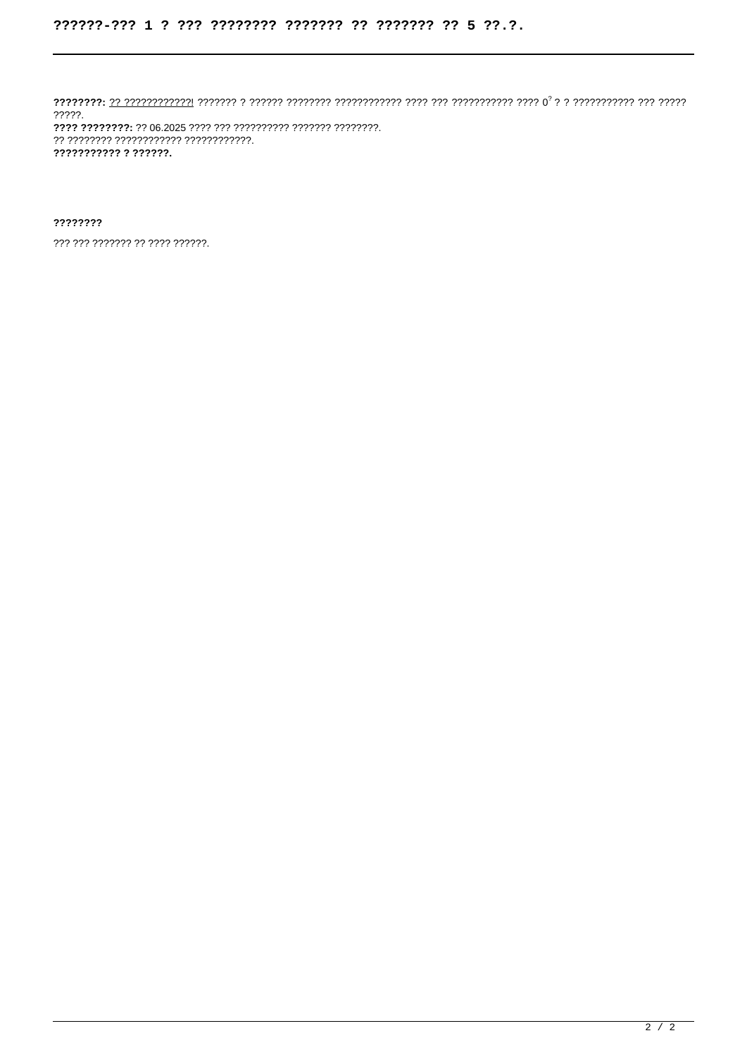**????????:** ?? ????????????! ??????? ? ?????? ???????? ???????????? ???? ??? ??????????? ???? $0^?$ ? ? ??????????? ??? ????? ?????.
**???? ????????:** ?? 06.2025 ???? ??? ?????????? ??????? ????????.
?? ???????? ??????????? ????????????.
**??????????? ? ??????.**

**????????**

??? ??? ??????? ?? ???? ??????.